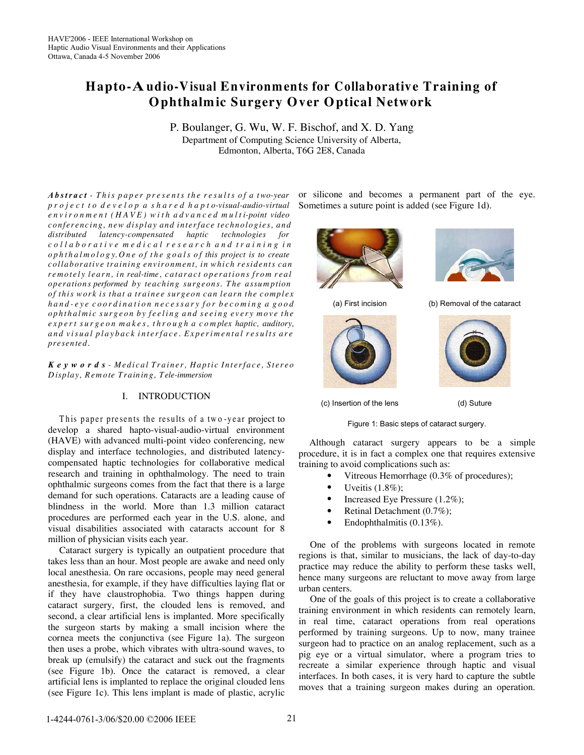# Hapto-Audio-Visual Environments for Collaborative Training of Ophthalmic Surgery Over Optical Network

P. Boulanger, G. Wu, W. F. Bischof, and X. D. Yang

Department of Computing Science University of Alberta, Edmonton, Alberta, T6G 2E8, Canada

***Abstract*** - *This paper presents the results of a two-year project to develop a shared hapto-visual-audio-virtual environment (HAVE) with advanced multi-point video conferencing, new display and interface technologies, and distributed latency-compensated haptic technologies for collaborative medical research and training in ophthalmology. One of the goals of this project is to create collaborative training environment, in which residents can remotely learn, in real-time, cataract operations from real operations performed by teaching surgeons. The assumption of this work is that a trainee surgeon can learn the complex hand-eye coordination necessary for becoming a good ophthalmic surgeon by feeling and seeing every move the expert surgeon makes, through a complex haptic, auditory, and visual playback interface. Experimental results are presented.*

***Keywords*** - *Medical Trainer, Haptic Interface, Stereo Display, Remote Training, Tele-immersion*

## I. INTRODUCTION

This paper presents the results of a two-year project to develop a shared hapto-visual-audio-virtual environment (HAVE) with advanced multi-point video conferencing, new display and interface technologies, and distributed latency-compensated haptic technologies for collaborative medical research and training in ophthalmology. The need to train ophthalmic surgeons comes from the fact that there is a large demand for such operations. Cataracts are a leading cause of blindness in the world. More than 1.3 million cataract procedures are performed each year in the U.S. alone, and visual disabilities associated with cataracts account for 8 million of physician visits each year.

Cataract surgery is typically an outpatient procedure that takes less than an hour. Most people are awake and need only local anesthesia. On rare occasions, people may need general anesthesia, for example, if they have difficulties laying flat or if they have claustrophobia. Two things happen during cataract surgery, first, the clouded lens is removed, and second, a clear artificial lens is implanted. More specifically the surgeon starts by making a small incision where the cornea meets the conjunctiva (see Figure 1a). The surgeon then uses a probe, which vibrates with ultra-sound waves, to break up (emulsify) the cataract and suck out the fragments (see Figure 1b). Once the cataract is removed, a clear artificial lens is implanted to replace the original clouded lens (see Figure 1c). This lens implant is made of plastic, acrylic or silicone and becomes a permanent part of the eye. Sometimes a suture point is added (see Figure 1d).

(a) First incision

(b) Removal of the cataract

(c) Insertion of the lens

(d) Suture

Figure 1: Basic steps of cataract surgery.

Although cataract surgery appears to be a simple procedure, it is in fact a complex one that requires extensive training to avoid complications such as:

- Vitreous Hemorrhage (0.3% of procedures);
- Uveitis (1.8%);
- Increased Eye Pressure (1.2%);
- Retinal Detachment (0.7%);
- Endophthalmitis (0.13%).

One of the problems with surgeons located in remote regions is that, similar to musicians, the lack of day-to-day practice may reduce the ability to perform these tasks well, hence many surgeons are reluctant to move away from large urban centers.

One of the goals of this project is to create a collaborative training environment in which residents can remotely learn, in real time, cataract operations from real operations performed by training surgeons. Up to now, many trainee surgeon had to practice on an analog replacement, such as a pig eye or a virtual simulator, where a program tries to recreate a similar experience through haptic and visual interfaces. In both cases, it is very hard to capture the subtle moves that a training surgeon makes during an operation.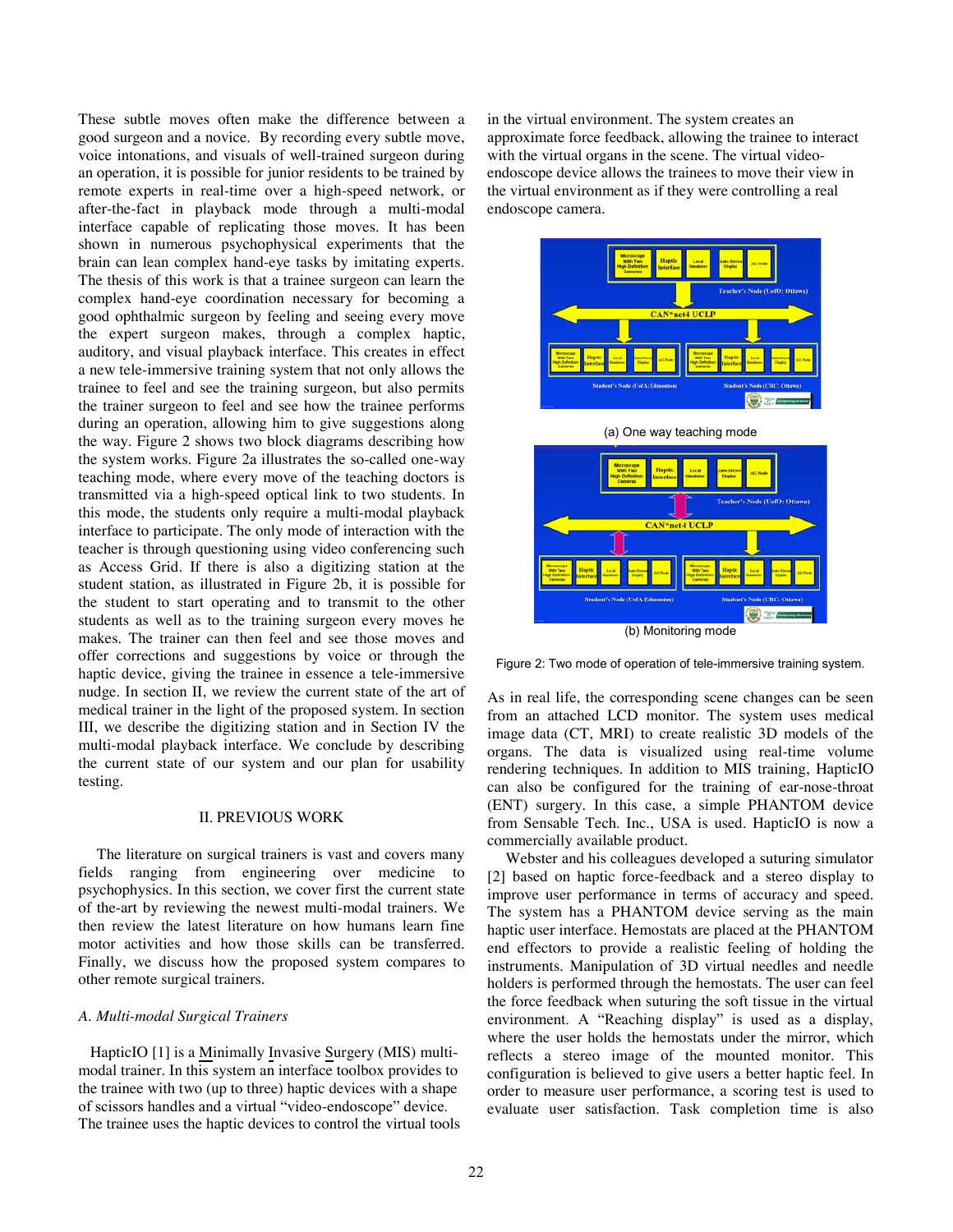These subtle moves often make the difference between a good surgeon and a novice. By recording every subtle move, voice intonations, and visuals of well-trained surgeon during an operation, it is possible for junior residents to be trained by remote experts in real-time over a high-speed network, or after-the-fact in playback mode through a multi-modal interface capable of replicating those moves. It has been shown in numerous psychophysical experiments that the brain can lean complex hand-eye tasks by imitating experts. The thesis of this work is that a trainee surgeon can learn the complex hand-eye coordination necessary for becoming a good ophthalmic surgeon by feeling and seeing every move the expert surgeon makes, through a complex haptic, auditory, and visual playback interface. This creates in effect a new tele-immersive training system that not only allows the trainee to feel and see the training surgeon, but also permits the trainer surgeon to feel and see how the trainee performs during an operation, allowing him to give suggestions along the way. Figure 2 shows two block diagrams describing how the system works. Figure 2a illustrates the so-called one-way teaching mode, where every move of the teaching doctors is transmitted via a high-speed optical link to two students. In this mode, the students only require a multi-modal playback interface to participate. The only mode of interaction with the teacher is through questioning using video conferencing such as Access Grid. If there is also a digitizing station at the student station, as illustrated in Figure 2b, it is possible for the student to start operating and to transmit to the other students as well as to the training surgeon every moves he makes. The trainer can then feel and see those moves and offer corrections and suggestions by voice or through the haptic device, giving the trainee in essence a tele-immersive nudge. In section II, we review the current state of the art of medical trainer in the light of the proposed system. In section III, we describe the digitizing station and in Section IV the multi-modal playback interface. We conclude by describing the current state of our system and our plan for usability testing.

## II. PREVIOUS WORK

The literature on surgical trainers is vast and covers many fields ranging from engineering over medicine to psychophysics. In this section, we cover first the current state of the-art by reviewing the newest multi-modal trainers. We then review the latest literature on how humans learn fine motor activities and how those skills can be transferred. Finally, we discuss how the proposed system compares to other remote surgical trainers.

### *A. Multi-modal Surgical Trainers*

HapticIO [1] is a Minimally Invasive Surgery (MIS) multi-modal trainer. In this system an interface toolbox provides to the trainee with two (up to three) haptic devices with a shape of scissors handles and a virtual "video-endoscope" device. The trainee uses the haptic devices to control the virtual tools in the virtual environment. The system creates an approximate force feedback, allowing the trainee to interact with the virtual organs in the scene. The virtual video-endoscope device allows the trainees to move their view in the virtual environment as if they were controlling a real endoscope camera.

(a) One way teaching mode

(b) Monitoring mode

Figure 2: Two mode of operation of tele-immersive training system.

As in real life, the corresponding scene changes can be seen from an attached LCD monitor. The system uses medical image data (CT, MRI) to create realistic 3D models of the organs. The data is visualized using real-time volume rendering techniques. In addition to MIS training, HapticIO can also be configured for the training of ear-nose-throat (ENT) surgery. In this case, a simple PHANTOM device from Sensable Tech. Inc., USA is used. HapticIO is now a commercially available product.

Webster and his colleagues developed a suturing simulator [2] based on haptic force-feedback and a stereo display to improve user performance in terms of accuracy and speed. The system has a PHANTOM device serving as the main haptic user interface. Hemostats are placed at the PHANTOM end effectors to provide a realistic feeling of holding the instruments. Manipulation of 3D virtual needles and needle holders is performed through the hemostats. The user can feel the force feedback when suturing the soft tissue in the virtual environment. A "Reaching display" is used as a display, where the user holds the hemostats under the mirror, which reflects a stereo image of the mounted monitor. This configuration is believed to give users a better haptic feel. In order to measure user performance, a scoring test is used to evaluate user satisfaction. Task completion time is also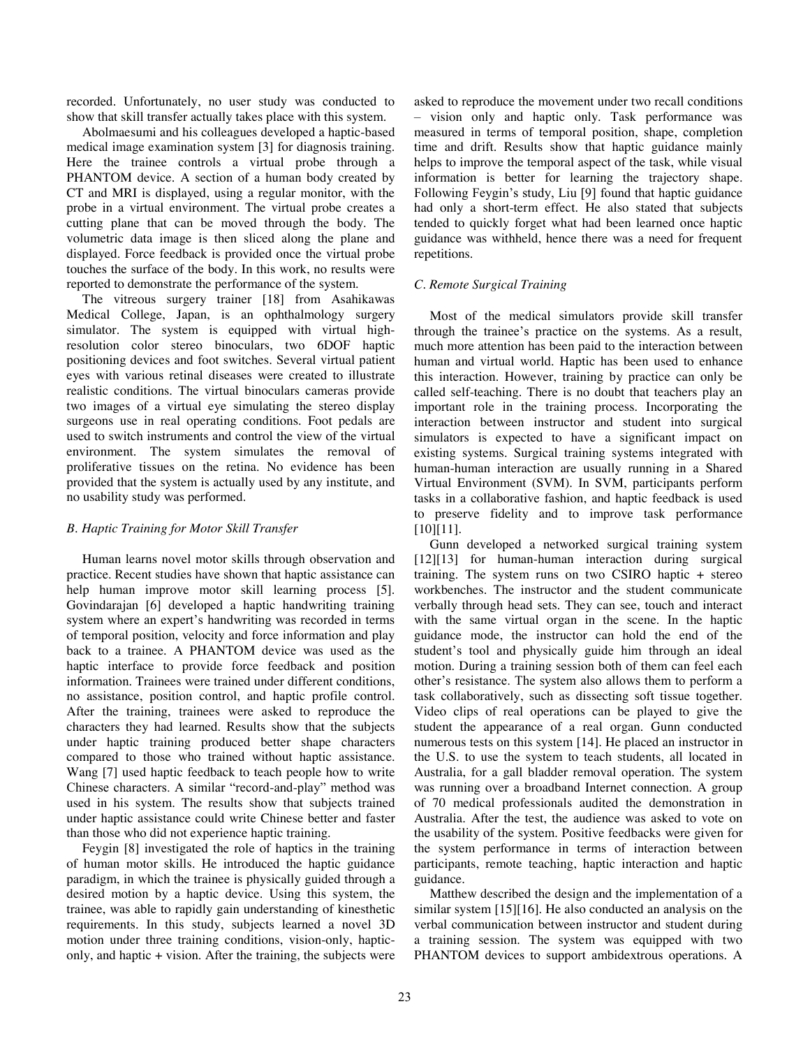recorded. Unfortunately, no user study was conducted to show that skill transfer actually takes place with this system.

Abolmaesumi and his colleagues developed a haptic-based medical image examination system [3] for diagnosis training. Here the trainee controls a virtual probe through a PHANTOM device. A section of a human body created by CT and MRI is displayed, using a regular monitor, with the probe in a virtual environment. The virtual probe creates a cutting plane that can be moved through the body. The volumetric data image is then sliced along the plane and displayed. Force feedback is provided once the virtual probe touches the surface of the body. In this work, no results were reported to demonstrate the performance of the system.

The vitreous surgery trainer [18] from Asahikawas Medical College, Japan, is an ophthalmology surgery simulator. The system is equipped with virtual high-resolution color stereo binoculars, two 6DOF haptic positioning devices and foot switches. Several virtual patient eyes with various retinal diseases were created to illustrate realistic conditions. The virtual binoculars cameras provide two images of a virtual eye simulating the stereo display surgeons use in real operating conditions. Foot pedals are used to switch instruments and control the view of the virtual environment. The system simulates the removal of proliferative tissues on the retina. No evidence has been provided that the system is actually used by any institute, and no usability study was performed.

### *B. Haptic Training for Motor Skill Transfer*

Human learns novel motor skills through observation and practice. Recent studies have shown that haptic assistance can help human improve motor skill learning process [5]. Govindarajan [6] developed a haptic handwriting training system where an expert's handwriting was recorded in terms of temporal position, velocity and force information and play back to a trainee. A PHANTOM device was used as the haptic interface to provide force feedback and position information. Trainees were trained under different conditions, no assistance, position control, and haptic profile control. After the training, trainees were asked to reproduce the characters they had learned. Results show that the subjects under haptic training produced better shape characters compared to those who trained without haptic assistance. Wang [7] used haptic feedback to teach people how to write Chinese characters. A similar "record-and-play" method was used in his system. The results show that subjects trained under haptic assistance could write Chinese better and faster than those who did not experience haptic training.

Feygin [8] investigated the role of haptics in the training of human motor skills. He introduced the haptic guidance paradigm, in which the trainee is physically guided through a desired motion by a haptic device. Using this system, the trainee, was able to rapidly gain understanding of kinesthetic requirements. In this study, subjects learned a novel 3D motion under three training conditions, vision-only, haptic-only, and haptic + vision. After the training, the subjects were asked to reproduce the movement under two recall conditions – vision only and haptic only. Task performance was measured in terms of temporal position, shape, completion time and drift. Results show that haptic guidance mainly helps to improve the temporal aspect of the task, while visual information is better for learning the trajectory shape. Following Feygin's study, Liu [9] found that haptic guidance had only a short-term effect. He also stated that subjects tended to quickly forget what had been learned once haptic guidance was withheld, hence there was a need for frequent repetitions.

### *C. Remote Surgical Training*

Most of the medical simulators provide skill transfer through the trainee's practice on the systems. As a result, much more attention has been paid to the interaction between human and virtual world. Haptic has been used to enhance this interaction. However, training by practice can only be called self-teaching. There is no doubt that teachers play an important role in the training process. Incorporating the interaction between instructor and student into surgical simulators is expected to have a significant impact on existing systems. Surgical training systems integrated with human-human interaction are usually running in a Shared Virtual Environment (SVM). In SVM, participants perform tasks in a collaborative fashion, and haptic feedback is used to preserve fidelity and to improve task performance [10][11].

Gunn developed a networked surgical training system [12][13] for human-human interaction during surgical training. The system runs on two CSIRO haptic + stereo workbenches. The instructor and the student communicate verbally through head sets. They can see, touch and interact with the same virtual organ in the scene. In the haptic guidance mode, the instructor can hold the end of the student's tool and physically guide him through an ideal motion. During a training session both of them can feel each other's resistance. The system also allows them to perform a task collaboratively, such as dissecting soft tissue together. Video clips of real operations can be played to give the student the appearance of a real organ. Gunn conducted numerous tests on this system [14]. He placed an instructor in the U.S. to use the system to teach students, all located in Australia, for a gall bladder removal operation. The system was running over a broadband Internet connection. A group of 70 medical professionals audited the demonstration in Australia. After the test, the audience was asked to vote on the usability of the system. Positive feedbacks were given for the system performance in terms of interaction between participants, remote teaching, haptic interaction and haptic guidance.

Matthew described the design and the implementation of a similar system [15][16]. He also conducted an analysis on the verbal communication between instructor and student during a training session. The system was equipped with two PHANTOM devices to support ambidextrous operations. A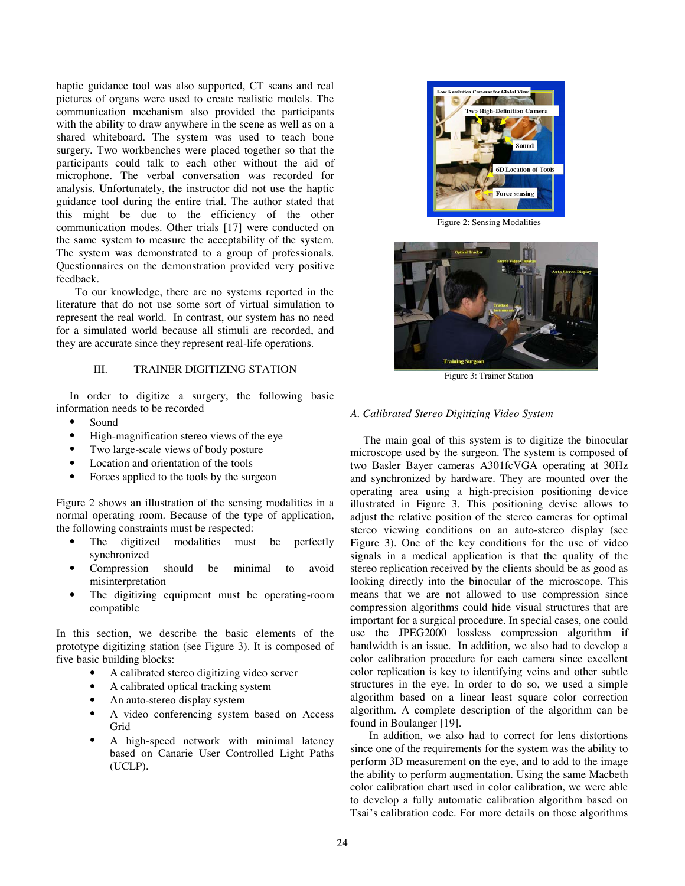haptic guidance tool was also supported, CT scans and real pictures of organs were used to create realistic models. The communication mechanism also provided the participants with the ability to draw anywhere in the scene as well as on a shared whiteboard. The system was used to teach bone surgery. Two workbenches were placed together so that the participants could talk to each other without the aid of microphone. The verbal conversation was recorded for analysis. Unfortunately, the instructor did not use the haptic guidance tool during the entire trial. The author stated that this might be due to the efficiency of the other communication modes. Other trials [17] were conducted on the same system to measure the acceptability of the system. The system was demonstrated to a group of professionals. Questionnaires on the demonstration provided very positive feedback.

To our knowledge, there are no systems reported in the literature that do not use some sort of virtual simulation to represent the real world. In contrast, our system has no need for a simulated world because all stimuli are recorded, and they are accurate since they represent real-life operations.

## III. TRAINER DIGITIZING STATION

In order to digitize a surgery, the following basic information needs to be recorded

- Sound
- High-magnification stereo views of the eye
- Two large-scale views of body posture
- Location and orientation of the tools
- Forces applied to the tools by the surgeon

Figure 2 shows an illustration of the sensing modalities in a normal operating room. Because of the type of application, the following constraints must be respected:

- The digitized modalities must be perfectly synchronized
- Compression should be minimal to avoid misinterpretation
- The digitizing equipment must be operating-room compatible

In this section, we describe the basic elements of the prototype digitizing station (see Figure 3). It is composed of five basic building blocks:

- A calibrated stereo digitizing video server
- A calibrated optical tracking system
- An auto-stereo display system
- A video conferencing system based on Access Grid
- A high-speed network with minimal latency based on Canarie User Controlled Light Paths (UCLP).

Figure 2: Sensing Modalities

Figure 3: Trainer Station

### *A. Calibrated Stereo Digitizing Video System*

The main goal of this system is to digitize the binocular microscope used by the surgeon. The system is composed of two Basler Bayer cameras A301fcVGA operating at 30Hz and synchronized by hardware. They are mounted over the operating area using a high-precision positioning device illustrated in Figure 3. This positioning devise allows to adjust the relative position of the stereo cameras for optimal stereo viewing conditions on an auto-stereo display (see Figure 3). One of the key conditions for the use of video signals in a medical application is that the quality of the stereo replication received by the clients should be as good as looking directly into the binocular of the microscope. This means that we are not allowed to use compression since compression algorithms could hide visual structures that are important for a surgical procedure. In special cases, one could use the JPEG2000 lossless compression algorithm if bandwidth is an issue. In addition, we also had to develop a color calibration procedure for each camera since excellent color replication is key to identifying veins and other subtle structures in the eye. In order to do so, we used a simple algorithm based on a linear least square color correction algorithm. A complete description of the algorithm can be found in Boulanger [19].

In addition, we also had to correct for lens distortions since one of the requirements for the system was the ability to perform 3D measurement on the eye, and to add to the image the ability to perform augmentation. Using the same Macbeth color calibration chart used in color calibration, we were able to develop a fully automatic calibration algorithm based on Tsai's calibration code. For more details on those algorithms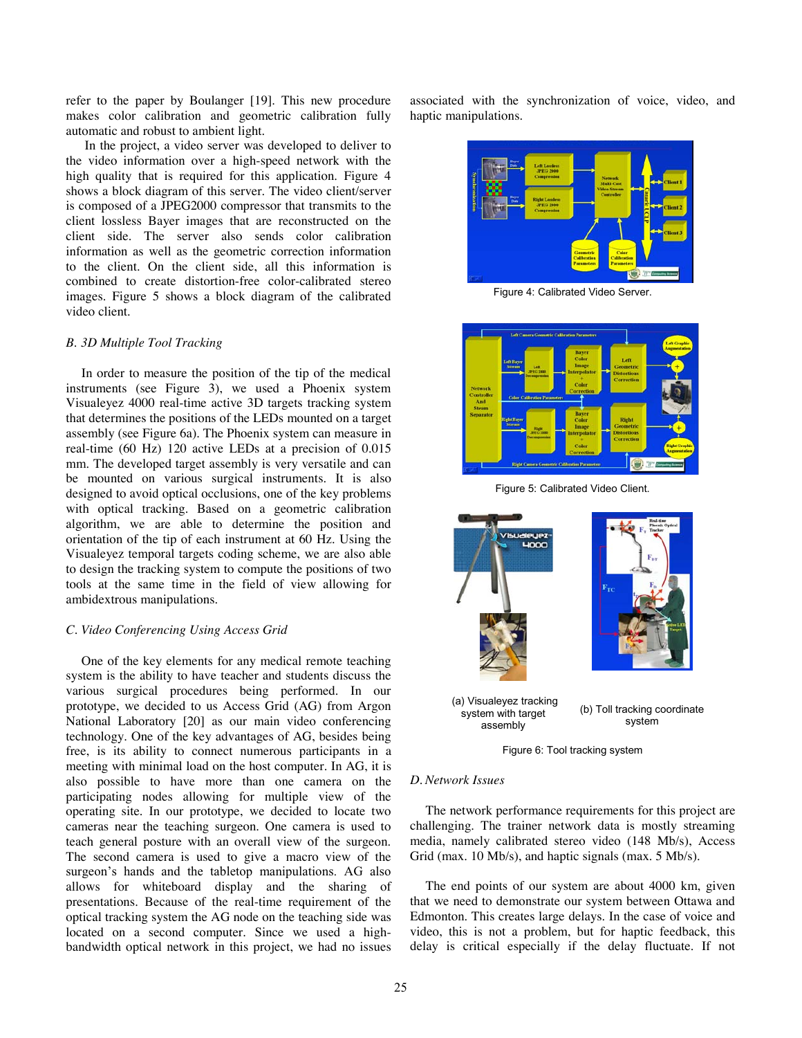refer to the paper by Boulanger [19]. This new procedure makes color calibration and geometric calibration fully automatic and robust to ambient light.

In the project, a video server was developed to deliver to the video information over a high-speed network with the high quality that is required for this application. Figure 4 shows a block diagram of this server. The video client/server is composed of a JPEG2000 compressor that transmits to the client lossless Bayer images that are reconstructed on the client side. The server also sends color calibration information as well as the geometric correction information to the client. On the client side, all this information is combined to create distortion-free color-calibrated stereo images. Figure 5 shows a block diagram of the calibrated video client.

### *B. 3D Multiple Tool Tracking*

In order to measure the position of the tip of the medical instruments (see Figure 3), we used a Phoenix system Visualeyez 4000 real-time active 3D targets tracking system that determines the positions of the LEDs mounted on a target assembly (see Figure 6a). The Phoenix system can measure in real-time (60 Hz) 120 active LEDs at a precision of 0.015 mm. The developed target assembly is very versatile and can be mounted on various surgical instruments. It is also designed to avoid optical occlusions, one of the key problems with optical tracking. Based on a geometric calibration algorithm, we are able to determine the position and orientation of the tip of each instrument at 60 Hz. Using the Visualeyez temporal targets coding scheme, we are also able to design the tracking system to compute the positions of two tools at the same time in the field of view allowing for ambidextrous manipulations.

### *C. Video Conferencing Using Access Grid*

One of the key elements for any medical remote teaching system is the ability to have teacher and students discuss the various surgical procedures being performed. In our prototype, we decided to us Access Grid (AG) from Argon National Laboratory [20] as our main video conferencing technology. One of the key advantages of AG, besides being free, is its ability to connect numerous participants in a meeting with minimal load on the host computer. In AG, it is also possible to have more than one camera on the participating nodes allowing for multiple view of the operating site. In our prototype, we decided to locate two cameras near the teaching surgeon. One camera is used to teach general posture with an overall view of the surgeon. The second camera is used to give a macro view of the surgeon's hands and the tabletop manipulations. AG also allows for whiteboard display and the sharing of presentations. Because of the real-time requirement of the optical tracking system the AG node on the teaching side was located on a second computer. Since we used a high-bandwidth optical network in this project, we had no issues associated with the synchronization of voice, video, and haptic manipulations.

Figure 4: Calibrated Video Server.

Figure 5: Calibrated Video Client.

(a) Visualeyez tracking system with target assembly

(b) Toll tracking coordinate system

Figure 6: Tool tracking system

### *D. Network Issues*

The network performance requirements for this project are challenging. The trainer network data is mostly streaming media, namely calibrated stereo video (148 Mb/s), Access Grid (max. 10 Mb/s), and haptic signals (max. 5 Mb/s).

The end points of our system are about 4000 km, given that we need to demonstrate our system between Ottawa and Edmonton. This creates large delays. In the case of voice and video, this is not a problem, but for haptic feedback, this delay is critical especially if the delay fluctuate. If not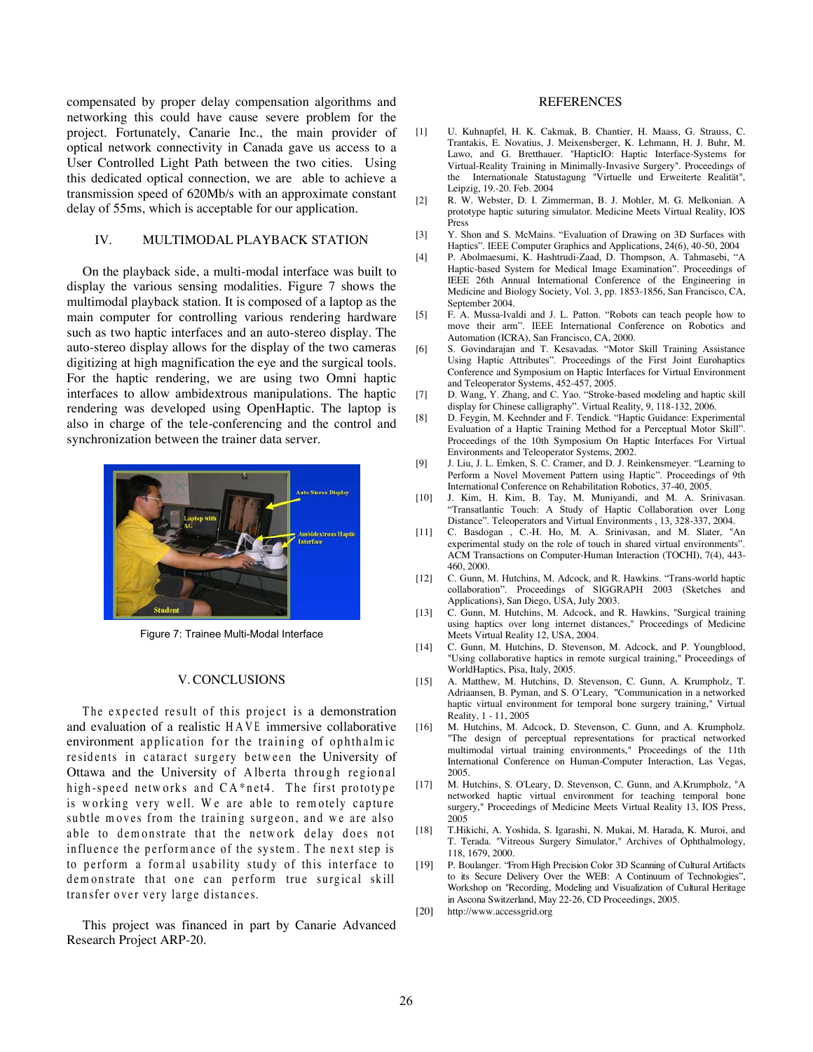compensated by proper delay compensation algorithms and networking this could have cause severe problem for the project. Fortunately, Canarie Inc., the main provider of optical network connectivity in Canada gave us access to a User Controlled Light Path between the two cities. Using this dedicated optical connection, we are able to achieve a transmission speed of 620Mb/s with an approximate constant delay of 55ms, which is acceptable for our application.

## IV. MULTIMODAL PLAYBACK STATION

On the playback side, a multi-modal interface was built to display the various sensing modalities. Figure 7 shows the multimodal playback station. It is composed of a laptop as the main computer for controlling various rendering hardware such as two haptic interfaces and an auto-stereo display. The auto-stereo display allows for the display of the two cameras digitizing at high magnification the eye and the surgical tools. For the haptic rendering, we are using two Omni haptic interfaces to allow ambidextrous manipulations. The haptic rendering was developed using OpenHaptic. The laptop is also in charge of the tele-conferencing and the control and synchronization between the trainer data server.

Auto Stereo Display

Laptop with AG

Ambidextrous Haptic Interface

Student

Figure 7: Trainee Multi-Modal Interface

## V. CONCLUSIONS

The expected result of this project is a demonstration and evaluation of a realistic HAVE immersive collaborative environment application for the training of ophthalmic residents in cataract surgery between the University of Ottawa and the University of Alberta through regional high-speed networks and CA*net4. The first prototype is working very well. We are able to remotely capture subtle moves from the training surgeon, and we are also able to demonstrate that the network delay does not influence the performance of the system. The next step is to perform a formal usability study of this interface to demonstrate that one can perform true surgical skill transfer over very large distances.

This project was financed in part by Canarie Advanced Research Project ARP-20.

## REFERENCES

[1] U. Kuhnapfel, H. K. Cakmak, B. Chantier, H. Maass, G. Strauss, C. Trantakis, E. Novatius, J. Meixensberger, K. Lehmann, H. J. Buhr, M. Lawo, and G. Bretthauer. "HapticIO: Haptic Interface-Systems for Virtual-Reality Training in Minimally-Invasive Surgery". Proceedings of the Internationale Statustagung "Virtuelle und Erweiterte Realität", Leipzig, 19.-20. Feb. 2004

[2] R. W. Webster, D. I. Zimmerman, B. J. Mohler, M. G. Melkonian. A prototype haptic suturing simulator. Medicine Meets Virtual Reality, IOS Press

[3] Y. Shon and S. McMains. "Evaluation of Drawing on 3D Surfaces with Haptics". IEEE Computer Graphics and Applications, 24(6), 40-50, 2004

[4] P. Abolmaesumi, K. Hashtrudi-Zaad, D. Thompson, A. Tahmasebi, "A Haptic-based System for Medical Image Examination". Proceedings of IEEE 26th Annual International Conference of the Engineering in Medicine and Biology Society, Vol. 3, pp. 1853-1856, San Francisco, CA, September 2004.

[5] F. A. Mussa-Ivaldi and J. L. Patton. "Robots can teach people how to move their arm". IEEE International Conference on Robotics and Automation (ICRA), San Francisco, CA, 2000.

[6] S. Govindarajan and T. Kesavadas. "Motor Skill Training Assistance Using Haptic Attributes". Proceedings of the First Joint Eurohaptics Conference and Symposium on Haptic Interfaces for Virtual Environment and Teleoperator Systems, 452-457, 2005.

[7] D. Wang, Y. Zhang, and C. Yao. "Stroke-based modeling and haptic skill display for Chinese calligraphy". Virtual Reality, 9, 118-132, 2006.

[8] D. Feygin, M. Keehnder and F. Tendick. "Haptic Guidance: Experimental Evaluation of a Haptic Training Method for a Perceptual Motor Skill". Proceedings of the 10th Symposium On Haptic Interfaces For Virtual Environments and Teleoperator Systems, 2002.

[9] J. Liu, J. L. Emken, S. C. Cramer, and D. J. Reinkensmeyer. "Learning to Perform a Novel Movement Pattern using Haptic". Proceedings of 9th International Conference on Rehabilitation Robotics, 37-40, 2005.

[10] J. Kim, H. Kim, B. Tay, M. Muniyandi, and M. A. Srinivasan. "Transatlantic Touch: A Study of Haptic Collaboration over Long Distance". Teleoperators and Virtual Environments , 13, 328-337, 2004.

[11] C. Basdogan , C.-H. Ho, M. A. Srinivasan, and M. Slater, "An experimental study on the role of touch in shared virtual environments". ACM Transactions on Computer-Human Interaction (TOCHI), 7(4), 443-460, 2000.

[12] C. Gunn, M. Hutchins, M. Adcock, and R. Hawkins. "Trans-world haptic collaboration". Proceedings of SIGGRAPH 2003 (Sketches and Applications), San Diego, USA, July 2003.

[13] C. Gunn, M. Hutchins, M. Adcock, and R. Hawkins, "Surgical training using haptics over long internet distances," Proceedings of Medicine Meets Virtual Reality 12, IOS Press, 2004.

[14] C. Gunn, M. Hutchins, D. Stevenson, M. Adcock, and P. Youngblood, "Using collaborative haptics in remote surgical training," Proceedings of WorldHaptics, Pisa, Italy, 2005.

[15] A. Matthew, M. Hutchins, D. Stevenson, C. Gunn, A. Krumpholz, T. Adriaansen, B. Pyman, and S. O'Leary, "Communication in a networked haptic virtual environment for temporal bone surgery training," Virtual Reality, 1 - 11, 2005

[16] M. Hutchins, M. Adcock, D. Stevenson, C. Gunn, and A. Krumpholz. "The design of perceptual representations for practical networked multimodal virtual training environments," Proceedings of the 11th International Conference on Human-Computer Interaction, Las Vegas, 2005.

[17] M. Hutchins, S. O'Leary, D. Stevenson, C. Gunn, and A.Krumpholz, "A networked haptic virtual environment for teaching temporal bone surgery," Proceedings of Medicine Meets Virtual Reality 13, IOS Press, 2005

[18] T.Hikichi, A. Yoshida, S. Igarashi, N. Mukai, M. Harada, K. Muroi, and T. Terada. "Vitreous Surgery Simulator," Archives of Ophthalmology, 118, 1679, 2000.

[19] P. Boulanger. "From High Precision Color 3D Scanning of Cultural Artifacts to its Secure Delivery Over the WEB: A Continuum of Technologies", Workshop on "Recording, Modeling and Visualization of Cultural Heritage in Ascona Switzerland, May 22-26, CD Proceedings, 2005.

[20] http://www.accessgrid.org